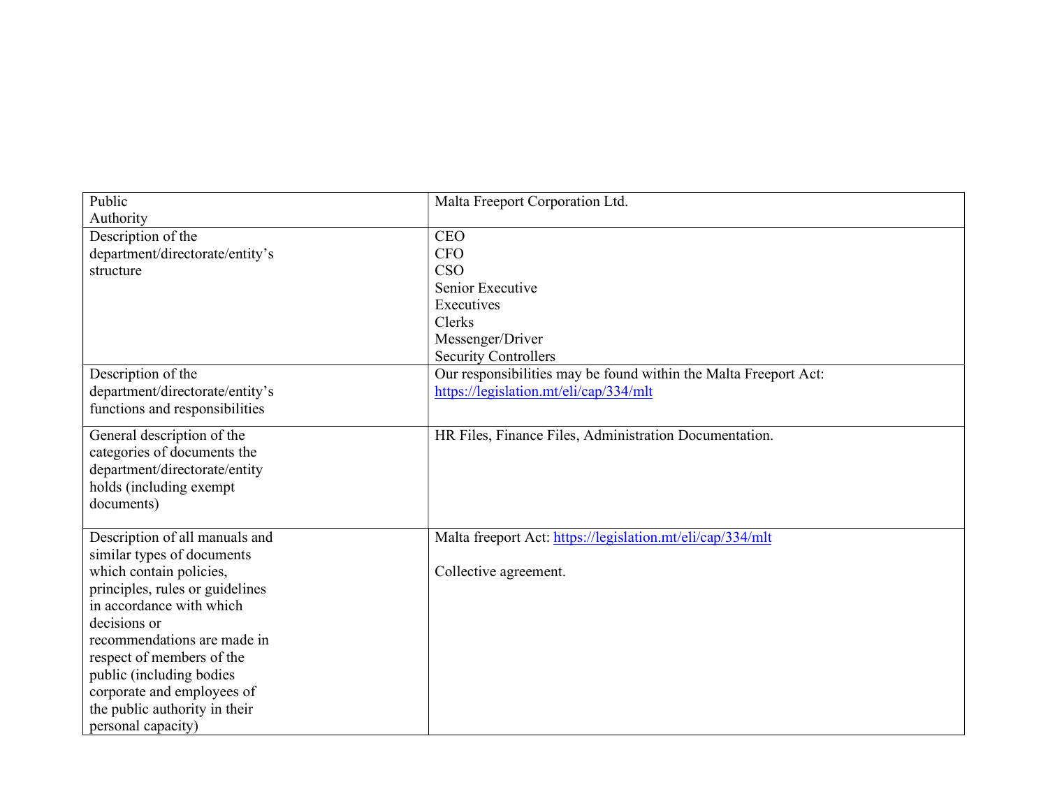| Public Authority | Malta Freeport Corporation Ltd. |
|---|---|
| Description of the department/directorate/entity's structure | CEO<br>CFO<br>CSO<br>Senior Executive<br>Executives<br>Clerks<br>Messenger/Driver<br>Security Controllers |
| Description of the department/directorate/entity's functions and responsibilities | Our responsibilities may be found within the Malta Freeport Act: https://legislation.mt/eli/cap/334/mlt |
| General description of the categories of documents the department/directorate/entity holds (including exempt documents) | HR Files, Finance Files, Administration Documentation. |
| Description of all manuals and similar types of documents which contain policies, principles, rules or guidelines in accordance with which decisions or recommendations are made in respect of members of the public (including bodies corporate and employees of the public authority in their personal capacity) | Malta freeport Act: https://legislation.mt/eli/cap/334/mlt<br><br>Collective agreement. |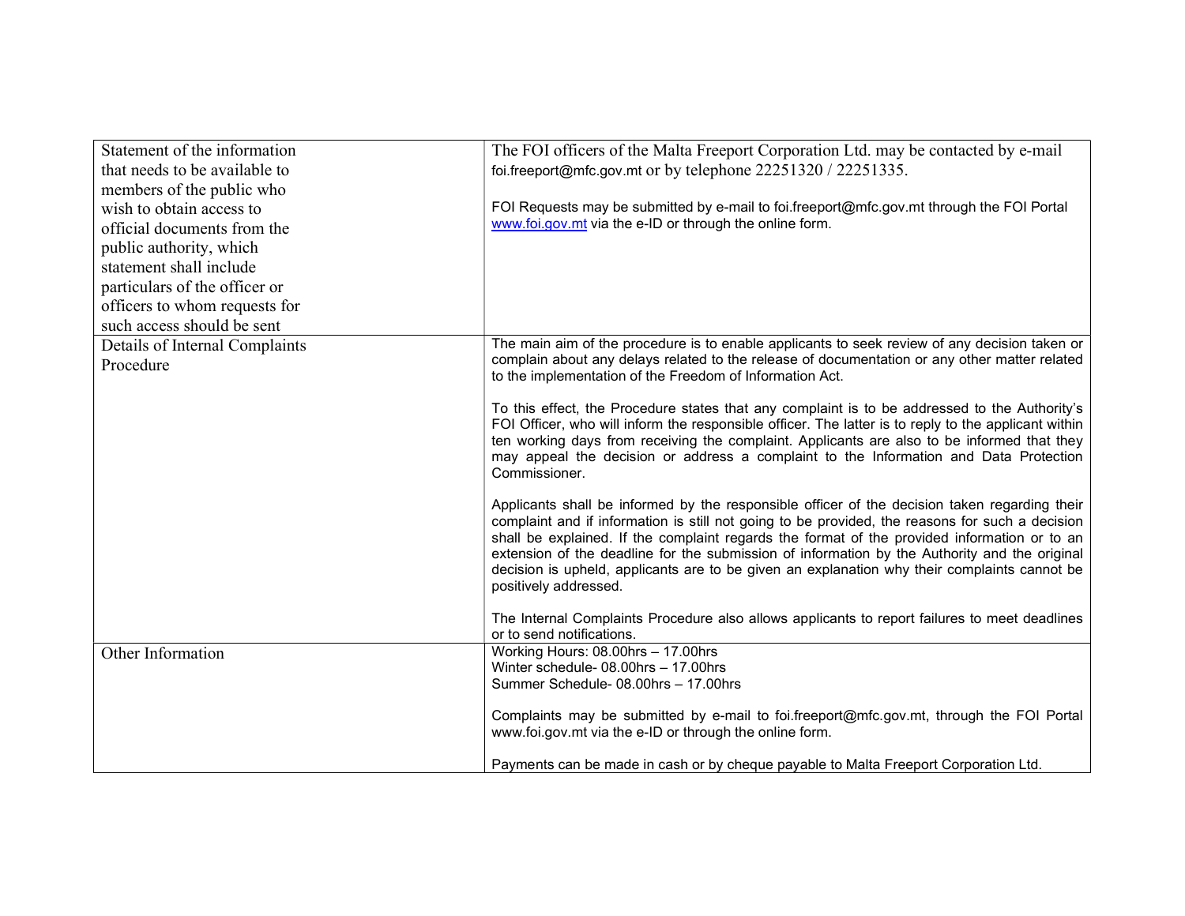| Statement of the information that needs to be available to members of the public who wish to obtain access to official documents from the public authority, which statement shall include particulars of the officer or officers to whom requests for such access should be sent | The FOI officers of the Malta Freeport Corporation Ltd. may be contacted by e-mail foi.freeport@mfc.gov.mt or by telephone 22251320 / 22251335.<br><br>FOI Requests may be submitted by e-mail to foi.freeport@mfc.gov.mt through the FOI Portal www.foi.gov.mt via the e-ID or through the online form. |
|---|---|
| Details of Internal Complaints Procedure | The main aim of the procedure is to enable applicants to seek review of any decision taken or complain about any delays related to the release of documentation or any other matter related to the implementation of the Freedom of Information Act.<br><br>To this effect, the Procedure states that any complaint is to be addressed to the Authority's FOI Officer, who will inform the responsible officer. The latter is to reply to the applicant within ten working days from receiving the complaint. Applicants are also to be informed that they may appeal the decision or address a complaint to the Information and Data Protection Commissioner.<br><br>Applicants shall be informed by the responsible officer of the decision taken regarding their complaint and if information is still not going to be provided, the reasons for such a decision shall be explained. If the complaint regards the format of the provided information or to an extension of the deadline for the submission of information by the Authority and the original decision is upheld, applicants are to be given an explanation why their complaints cannot be positively addressed.<br><br>The Internal Complaints Procedure also allows applicants to report failures to meet deadlines or to send notifications. |
| Other Information | Working Hours: 08.00hrs – 17.00hrs<br>Winter schedule- 08.00hrs – 17.00hrs<br>Summer Schedule- 08.00hrs – 17.00hrs<br><br>Complaints may be submitted by e-mail to foi.freeport@mfc.gov.mt, through the FOI Portal www.foi.gov.mt via the e-ID or through the online form.<br><br>Payments can be made in cash or by cheque payable to Malta Freeport Corporation Ltd. |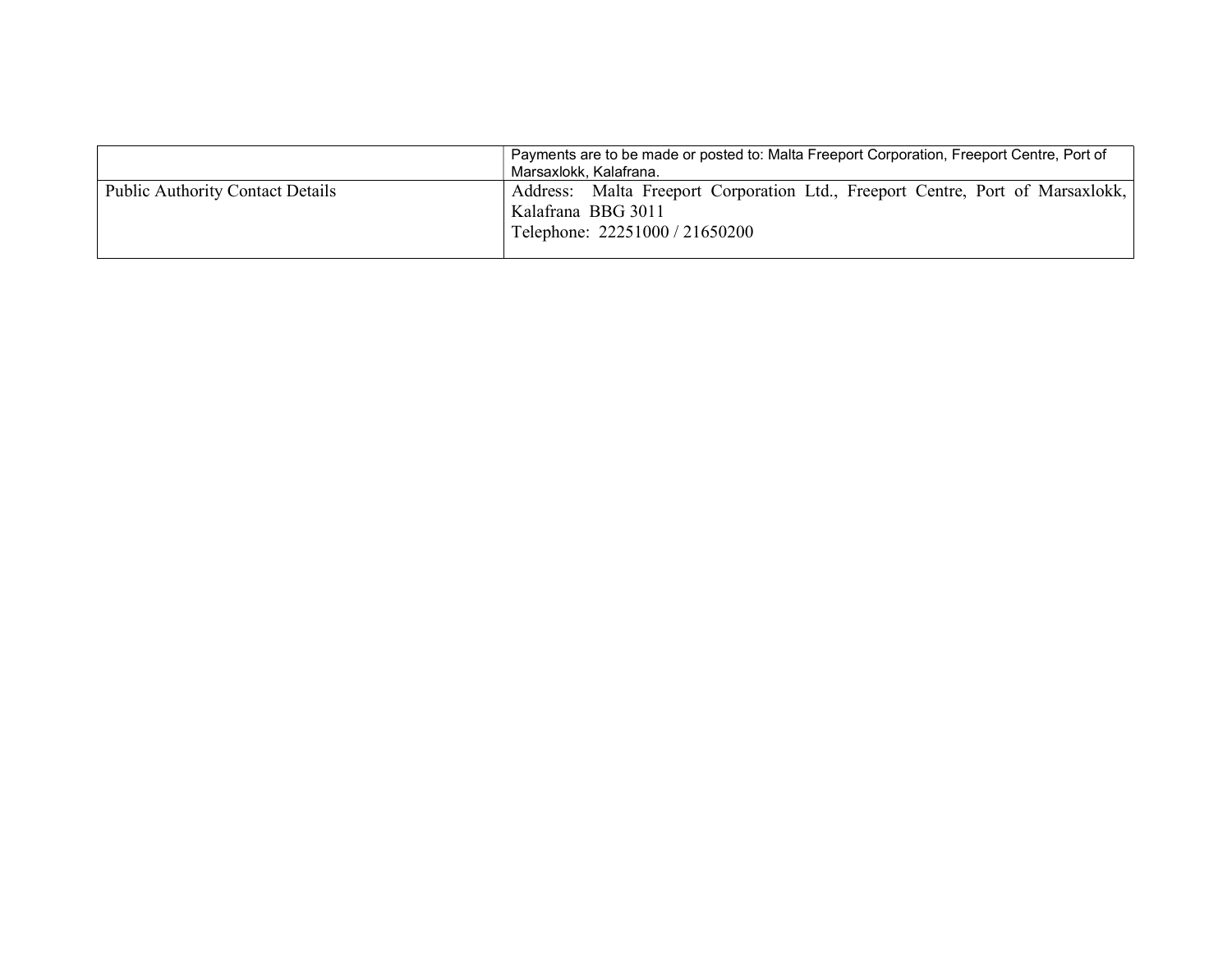| | |
|---|---|
| | Payments are to be made or posted to: Malta Freeport Corporation, Freeport Centre, Port of Marsaxlokk, Kalafrana. |
| Public Authority Contact Details | Address: Malta Freeport Corporation Ltd., Freeport Centre, Port of Marsaxlokk, Kalafrana BBG 3011<br>Telephone: 22251000 / 21650200 |